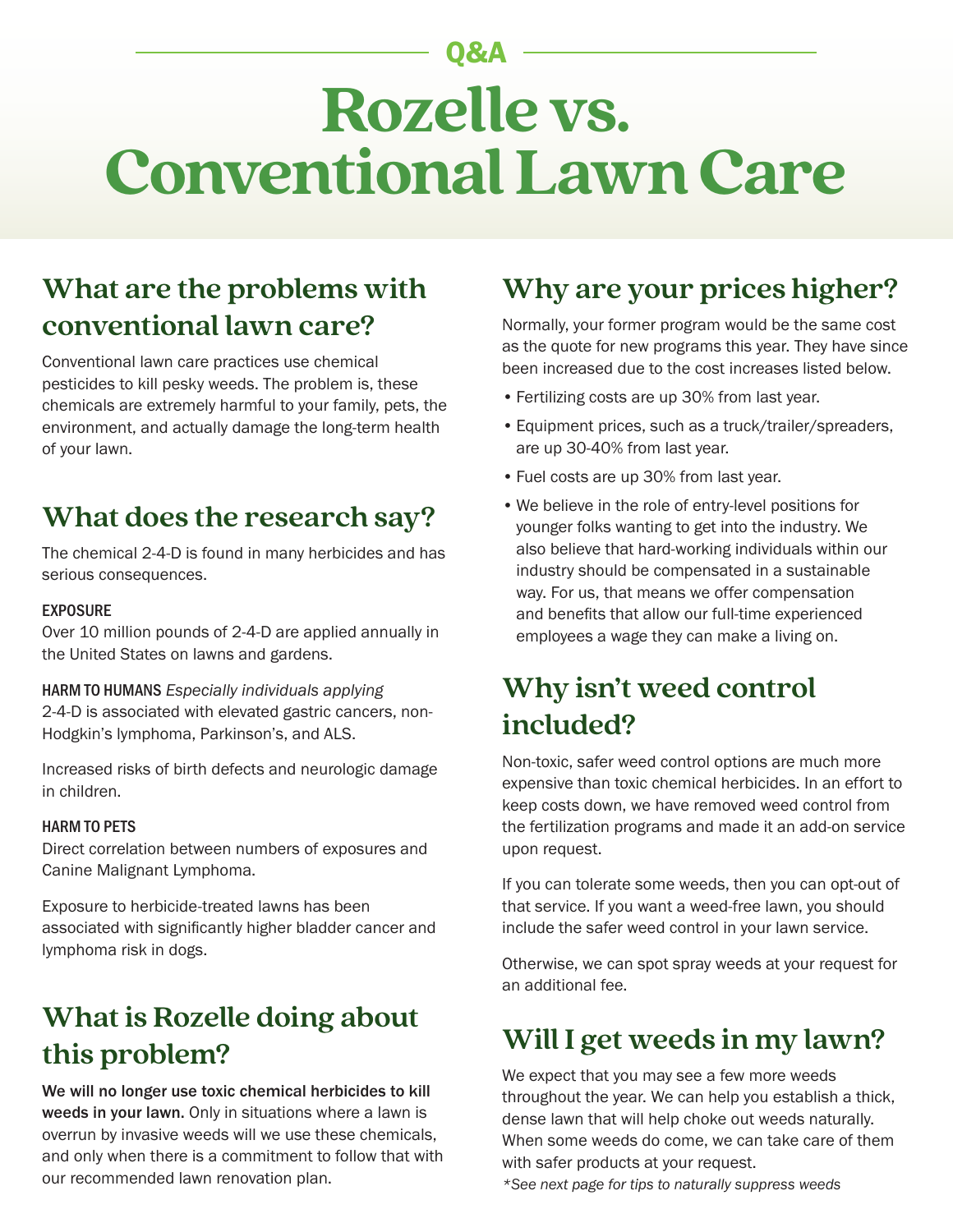Q&A

# Rozelle vs. Conventional Lawn Care

## What are the problems with conventional lawn care?

Conventional lawn care practices use chemical pesticides to kill pesky weeds. The problem is, these chemicals are extremely harmful to your family, pets, the environment, and actually damage the long-term health of your lawn.

## What does the research say?

The chemical 2-4-D is found in many herbicides and has serious consequences.

### EXPOSURE

Over 10 million pounds of 2-4-D are applied annually in the United States on lawns and gardens.

### HARM TO HUMANS *Especially individuals applying*

2-4-D is associated with elevated gastric cancers, non-Hodgkin's lymphoma, Parkinson's, and ALS.

Increased risks of birth defects and neurologic damage in children.

### HARM TO PETS

Direct correlation between numbers of exposures and Canine Malignant Lymphoma.

Exposure to herbicide-treated lawns has been associated with significantly higher bladder cancer and lymphoma risk in dogs.

## What is Rozelle doing about this problem?

**We will no longer use toxic chemical herbicides to kill weeds in your lawn.** Only in situations where a lawn is overrun by invasive weeds will we use these chemicals, and only when there is a commitment to follow that with our recommended lawn renovation plan.

## Why are your prices higher?

Normally, your former program would be the same cost as the quote for new programs this year. They have since been increased due to the cost increases listed below.

- Fertilizing costs are up 30% from last year.
- Equipment prices, such as a truck/trailer/spreaders, are up 30-40% from last year.
- Fuel costs are up 30% from last year.
- We believe in the role of entry-level positions for younger folks wanting to get into the industry. We also believe that hard-working individuals within our industry should be compensated in a sustainable way. For us, that means we offer compensation and benefits that allow our full-time experienced employees a wage they can make a living on.

## Why isn't weed control included?

Non-toxic, safer weed control options are much more expensive than toxic chemical herbicides. In an effort to keep costs down, we have removed weed control from the fertilization programs and made it an add-on service upon request.

If you can tolerate some weeds, then you can opt-out of that service. If you want a weed-free lawn, you should include the safer weed control in your lawn service.

Otherwise, we can spot spray weeds at your request for an additional fee.

## Will I get weeds in my lawn?

We expect that you may see a few more weeds throughout the year. We can help you establish a thick, dense lawn that will help choke out weeds naturally. When some weeds do come, we can take care of them with safer products at your request.

*\*See next page for tips to naturally suppress weeds*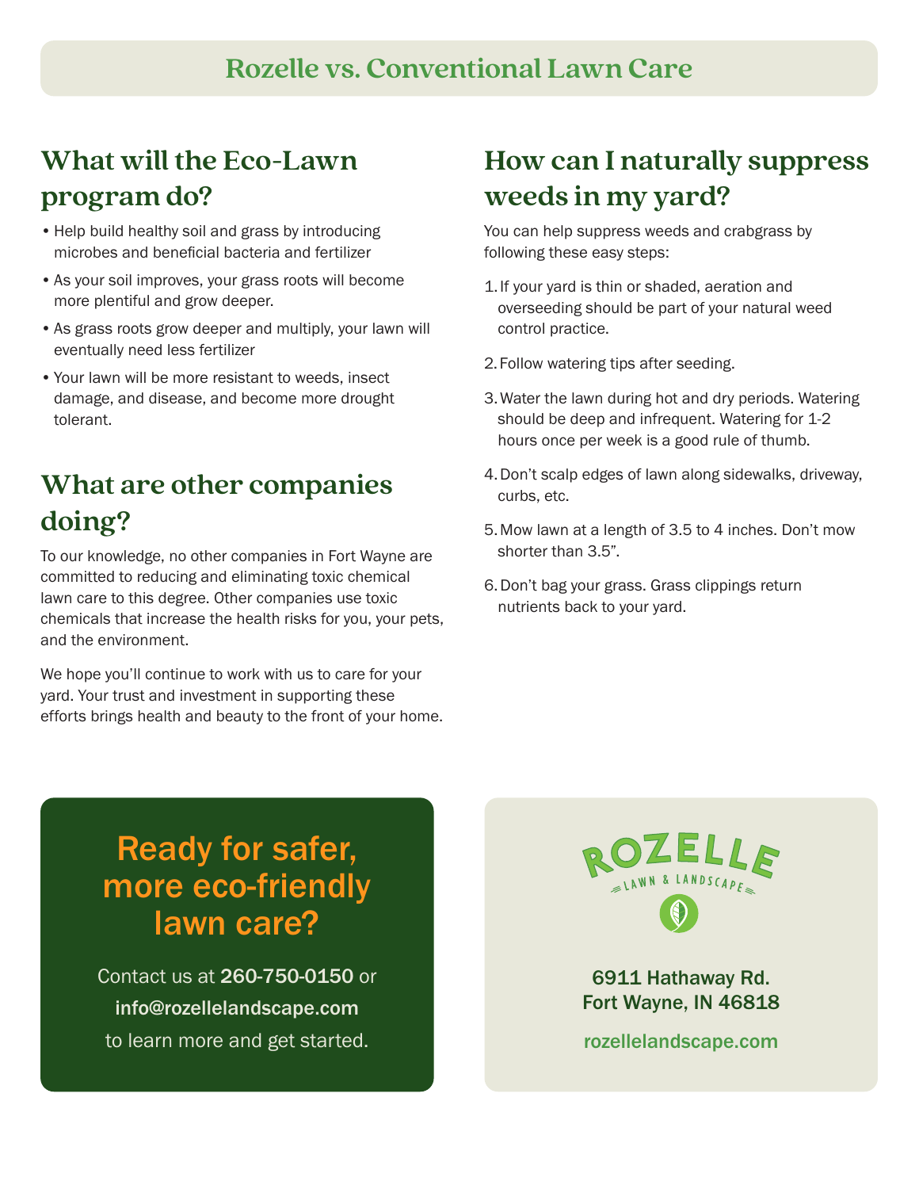# Rozelle vs. Conventional Lawn Care

## What will the Eco-Lawn program do?

- Help build healthy soil and grass by introducing microbes and beneficial bacteria and fertilizer
- As your soil improves, your grass roots will become more plentiful and grow deeper.
- As grass roots grow deeper and multiply, your lawn will eventually need less fertilizer
- Your lawn will be more resistant to weeds, insect damage, and disease, and become more drought tolerant.

## What are other companies doing?

To our knowledge, no other companies in Fort Wayne are committed to reducing and eliminating toxic chemical lawn care to this degree. Other companies use toxic chemicals that increase the health risks for you, your pets, and the environment.

We hope you'll continue to work with us to care for your yard. Your trust and investment in supporting these efforts brings health and beauty to the front of your home.

## How can I naturally suppress weeds in my yard?

You can help suppress weeds and crabgrass by following these easy steps:

1. If your yard is thin or shaded, aeration and overseeding should be part of your natural weed control practice.
2. Follow watering tips after seeding.
3. Water the lawn during hot and dry periods. Watering should be deep and infrequent. Watering for 1-2 hours once per week is a good rule of thumb.
4. Don't scalp edges of lawn along sidewalks, driveway, curbs, etc.
5. Mow lawn at a length of 3.5 to 4 inches. Don't mow shorter than 3.5".
6. Don't bag your grass. Grass clippings return nutrients back to your yard.

## Ready for safer, more eco-friendly lawn care?

Contact us at **260-750-0150** or **info@rozellelandscape.com** to learn more and get started.

ROZELLE LAWN & LANDSCAPE

6911 Hathaway Rd.
Fort Wayne, IN 46818

rozellelandscape.com